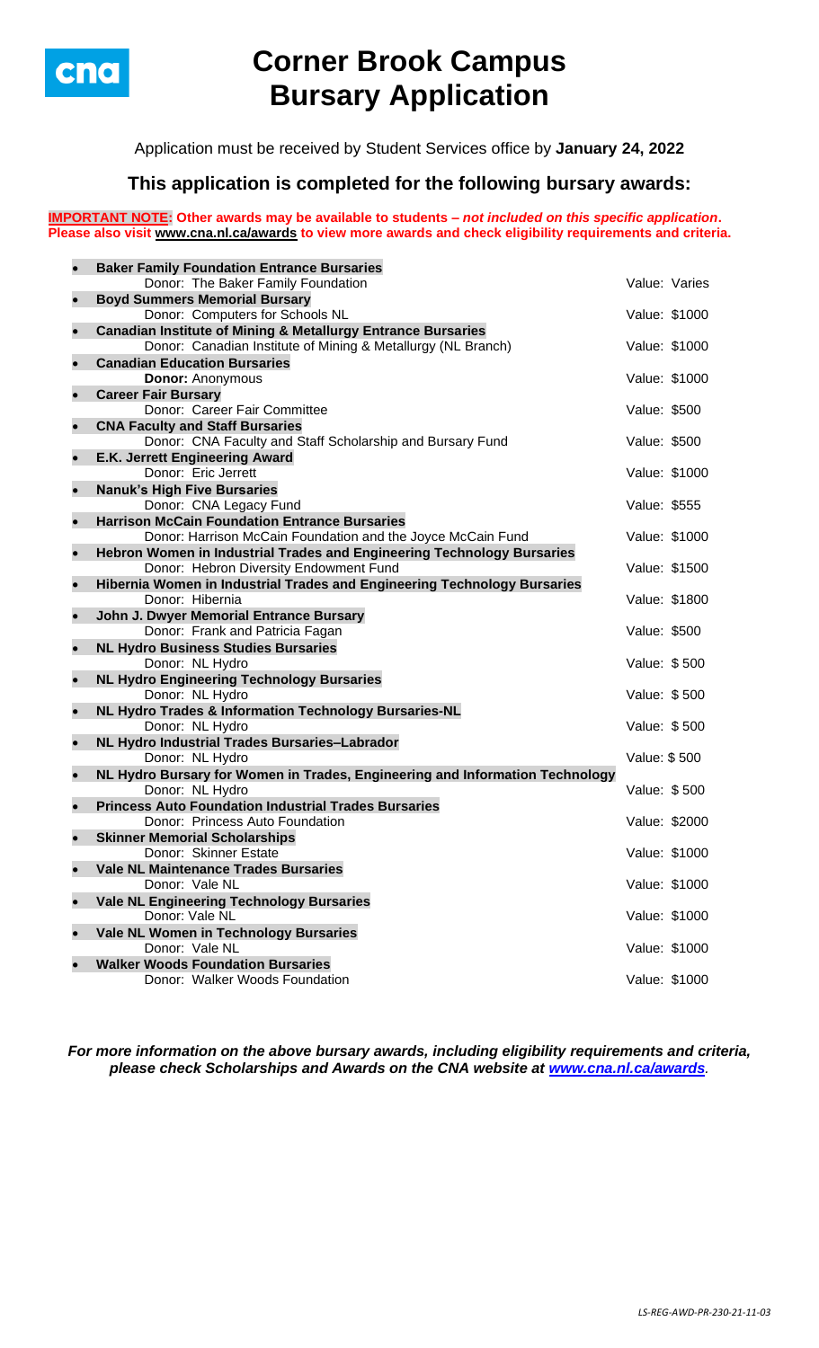# Corner Brook Campus Bursary Application

Application must be received by Student Services office by **January 24, 2022**

## This application is completed for the following bursary awards:

**IMPORTANT NOTE: Other awards may be available to students – *not included on this specific application*. Please also visit www.cna.nl.ca/awards to view more awards and check eligibility requirements and criteria.**

- **Baker Family Foundation Entrance Bursaries**
  Donor: The Baker Family Foundation — Value: Varies
- **Boyd Summers Memorial Bursary**
  Donor: Computers for Schools NL — Value: $1000
- **Canadian Institute of Mining & Metallurgy Entrance Bursaries**
  Donor: Canadian Institute of Mining & Metallurgy (NL Branch) — Value: $1000
- **Canadian Education Bursaries**
  **Donor:** Anonymous — Value: $1000
- **Career Fair Bursary**
  Donor: Career Fair Committee — Value: $500
- **CNA Faculty and Staff Bursaries**
  Donor: CNA Faculty and Staff Scholarship and Bursary Fund — Value: $500
- **E.K. Jerrett Engineering Award**
  Donor: Eric Jerrett — Value: $1000
- **Nanuk's High Five Bursaries**
  Donor: CNA Legacy Fund — Value: $555
- **Harrison McCain Foundation Entrance Bursaries**
  Donor: Harrison McCain Foundation and the Joyce McCain Fund — Value: $1000
- **Hebron Women in Industrial Trades and Engineering Technology Bursaries**
  Donor: Hebron Diversity Endowment Fund — Value: $1500
- **Hibernia Women in Industrial Trades and Engineering Technology Bursaries**
  Donor: Hibernia — Value: $1800
- **John J. Dwyer Memorial Entrance Bursary**
  Donor: Frank and Patricia Fagan — Value: $500
- **NL Hydro Business Studies Bursaries**
  Donor: NL Hydro — Value: $ 500
- **NL Hydro Engineering Technology Bursaries**
  Donor: NL Hydro — Value: $ 500
- **NL Hydro Trades & Information Technology Bursaries-NL**
  Donor: NL Hydro — Value: $ 500
- **NL Hydro Industrial Trades Bursaries–Labrador**
  Donor: NL Hydro — Value: $ 500
- **NL Hydro Bursary for Women in Trades, Engineering and Information Technology**
  Donor: NL Hydro — Value: $ 500
- **Princess Auto Foundation Industrial Trades Bursaries**
  Donor: Princess Auto Foundation — Value: $2000
- **Skinner Memorial Scholarships**
  Donor: Skinner Estate — Value: $1000
- **Vale NL Maintenance Trades Bursaries**
  Donor: Vale NL — Value: $1000
- **Vale NL Engineering Technology Bursaries**
  Donor: Vale NL — Value: $1000
- **Vale NL Women in Technology Bursaries**
  Donor: Vale NL — Value: $1000
- **Walker Woods Foundation Bursaries**
  Donor: Walker Woods Foundation — Value: $1000

***For more information on the above bursary awards, including eligibility requirements and criteria, please check Scholarships and Awards on the CNA website at www.cna.nl.ca/awards.***

*LS-REG-AWD-PR-230-21-11-03*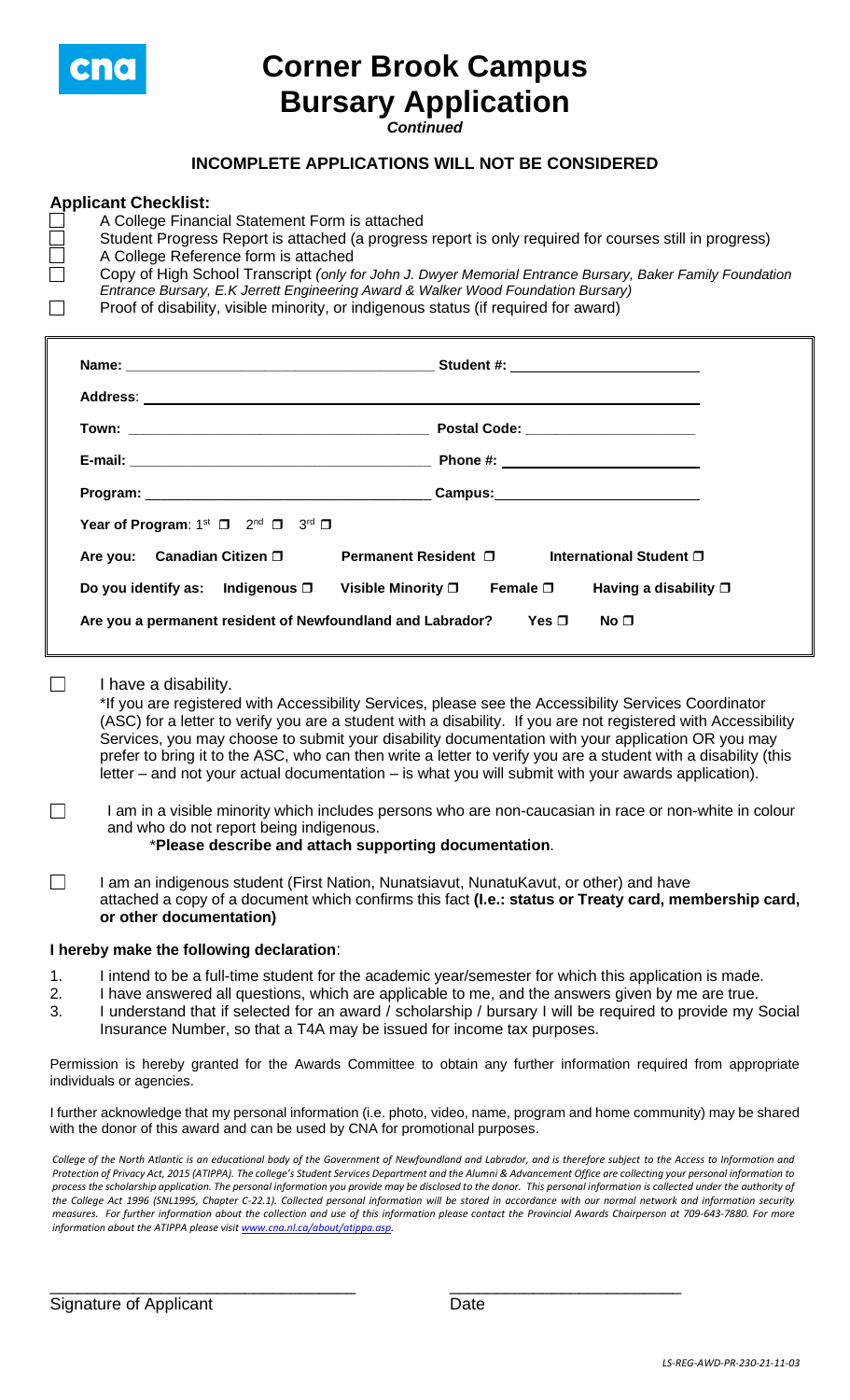# Corner Brook Campus Bursary Application

***Continued***

**INCOMPLETE APPLICATIONS WILL NOT BE CONSIDERED**

**Applicant Checklist:**

- ☐ A College Financial Statement Form is attached
- ☐ Student Progress Report is attached (a progress report is only required for courses still in progress)
- ☐ A College Reference form is attached
- ☐ Copy of High School Transcript *(only for John J. Dwyer Memorial Entrance Bursary, Baker Family Foundation Entrance Bursary, E.K Jerrett Engineering Award & Walker Wood Foundation Bursary)*
- ☐ Proof of disability, visible minority, or indigenous status (if required for award)

**Name:** ______________________ **Student #:** ______________________

**Address:** ______________________________________________

**Town:** ______________________ **Postal Code:** ______________________

**E-mail:** ______________________ **Phone #:** ______________________

**Program:** ______________________ **Campus:** ______________________

**Year of Program**: 1st ☐ 2nd ☐ 3rd ☐

**Are you: Canadian Citizen ☐ Permanent Resident ☐ International Student ☐**

**Do you identify as: Indigenous ☐ Visible Minority ☐ Female ☐ Having a disability ☐**

**Are you a permanent resident of Newfoundland and Labrador? Yes ☐ No ☐**

☐ I have a disability.

*If you are registered with Accessibility Services, please see the Accessibility Services Coordinator (ASC) for a letter to verify you are a student with a disability. If you are not registered with Accessibility Services, you may choose to submit your disability documentation with your application OR you may prefer to bring it to the ASC, who can then write a letter to verify you are a student with a disability (this letter – and not your actual documentation – is what you will submit with your awards application).

☐ I am in a visible minority which includes persons who are non-caucasian in race or non-white in colour and who do not report being indigenous.

*__Please describe and attach supporting documentation__.

☐ I am an indigenous student (First Nation, Nunatsiavut, NunatuKavut, or other) and have attached a copy of a document which confirms this fact **(I.e.: status or Treaty card, membership card, or other documentation)**

**I hereby make the following declaration**:

1. I intend to be a full-time student for the academic year/semester for which this application is made.
2. I have answered all questions, which are applicable to me, and the answers given by me are true.
3. I understand that if selected for an award / scholarship / bursary I will be required to provide my Social Insurance Number, so that a T4A may be issued for income tax purposes.

Permission is hereby granted for the Awards Committee to obtain any further information required from appropriate individuals or agencies.

I further acknowledge that my personal information (i.e. photo, video, name, program and home community) may be shared with the donor of this award and can be used by CNA for promotional purposes.

*College of the North Atlantic is an educational body of the Government of Newfoundland and Labrador, and is therefore subject to the Access to Information and Protection of Privacy Act, 2015 (ATIPPA). The college's Student Services Department and the Alumni & Advancement Office are collecting your personal information to process the scholarship application. The personal information you provide may be disclosed to the donor. This personal information is collected under the authority of the College Act 1996 (SNL1995, Chapter C-22.1). Collected personal information will be stored in accordance with our normal network and information security measures. For further information about the collection and use of this information please contact the Provincial Awards Chairperson at 709-643-7880. For more information about the ATIPPA please visit www.cna.nl.ca/about/atippa.asp.*

______________________ ______________________

Signature of Applicant Date

*LS-REG-AWD-PR-230-21-11-03*